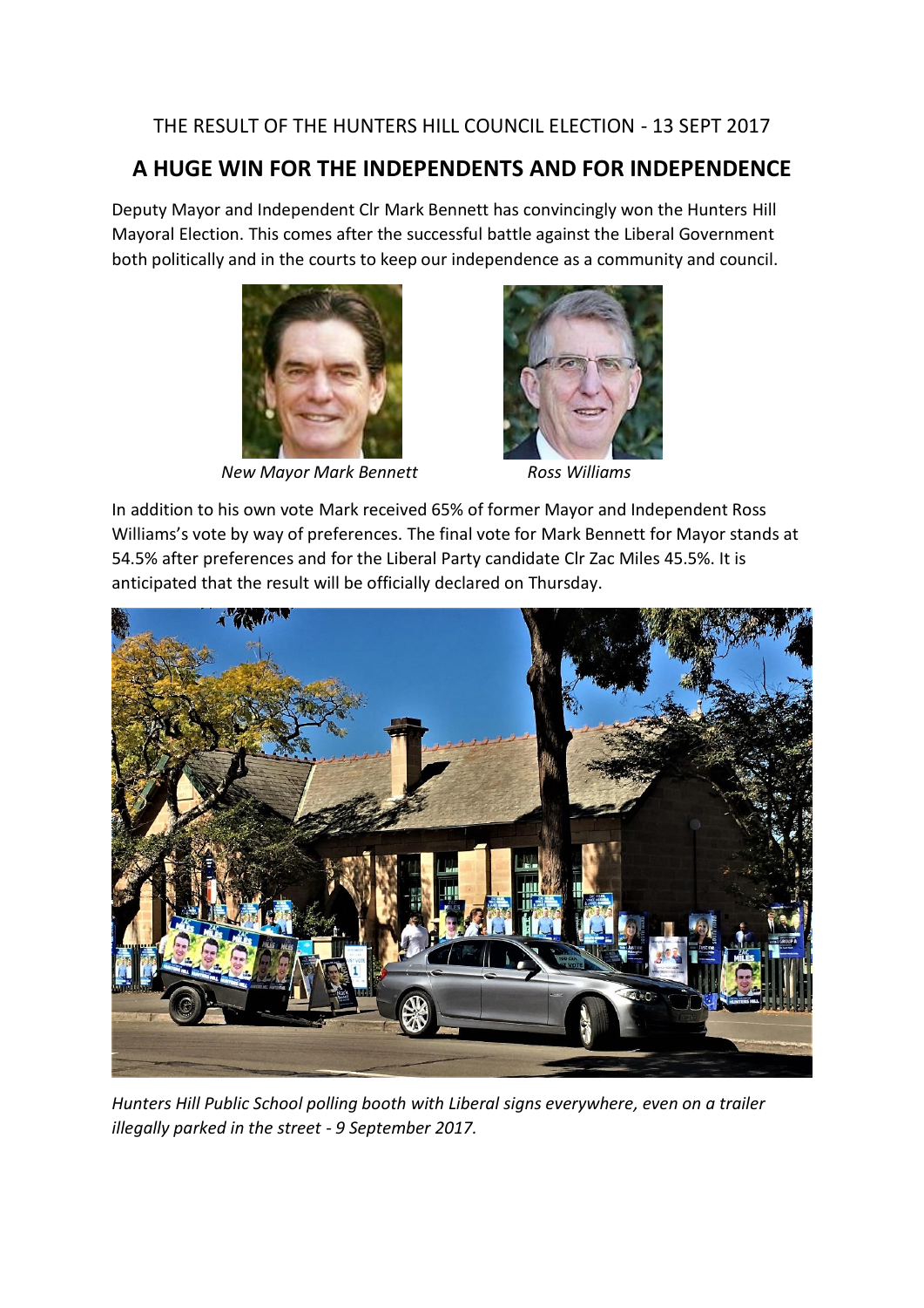THE RESULT OF THE HUNTERS HILL COUNCIL ELECTION - 13 SEPT 2017

## A HUGE WIN FOR THE INDEPENDENTS AND FOR INDEPENDENCE

Deputy Mayor and Independent Clr Mark Bennett has convincingly won the Hunters Hill Mayoral Election. This comes after the successful battle against the Liberal Government both politically and in the courts to keep our independence as a community and council.

*New Mayor Mark Bennett*

*Ross Williams*

In addition to his own vote Mark received 65% of former Mayor and Independent Ross Williams's vote by way of preferences. The final vote for Mark Bennett for Mayor stands at 54.5% after preferences and for the Liberal Party candidate Clr Zac Miles 45.5%. It is anticipated that the result will be officially declared on Thursday.

*Hunters Hill Public School polling booth with Liberal signs everywhere, even on a trailer illegally parked in the street - 9 September 2017.*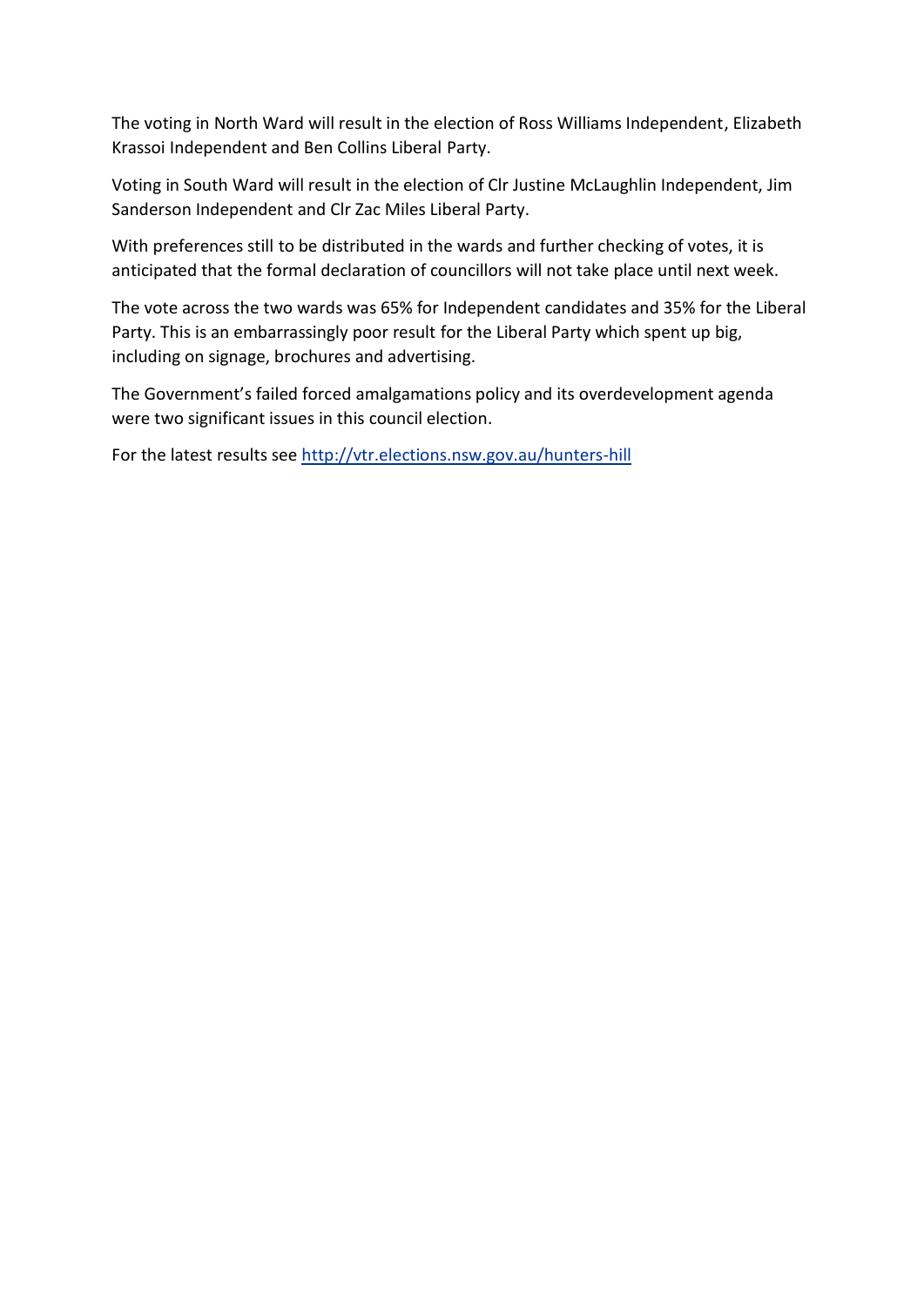The voting in North Ward will result in the election of Ross Williams Independent, Elizabeth Krassoi Independent and Ben Collins Liberal Party.

Voting in South Ward will result in the election of Clr Justine McLaughlin Independent, Jim Sanderson Independent and Clr Zac Miles Liberal Party.

With preferences still to be distributed in the wards and further checking of votes, it is anticipated that the formal declaration of councillors will not take place until next week.

The vote across the two wards was 65% for Independent candidates and 35% for the Liberal Party. This is an embarrassingly poor result for the Liberal Party which spent up big, including on signage, brochures and advertising.

The Government's failed forced amalgamations policy and its overdevelopment agenda were two significant issues in this council election.

For the latest results see http://vtr.elections.nsw.gov.au/hunters-hill